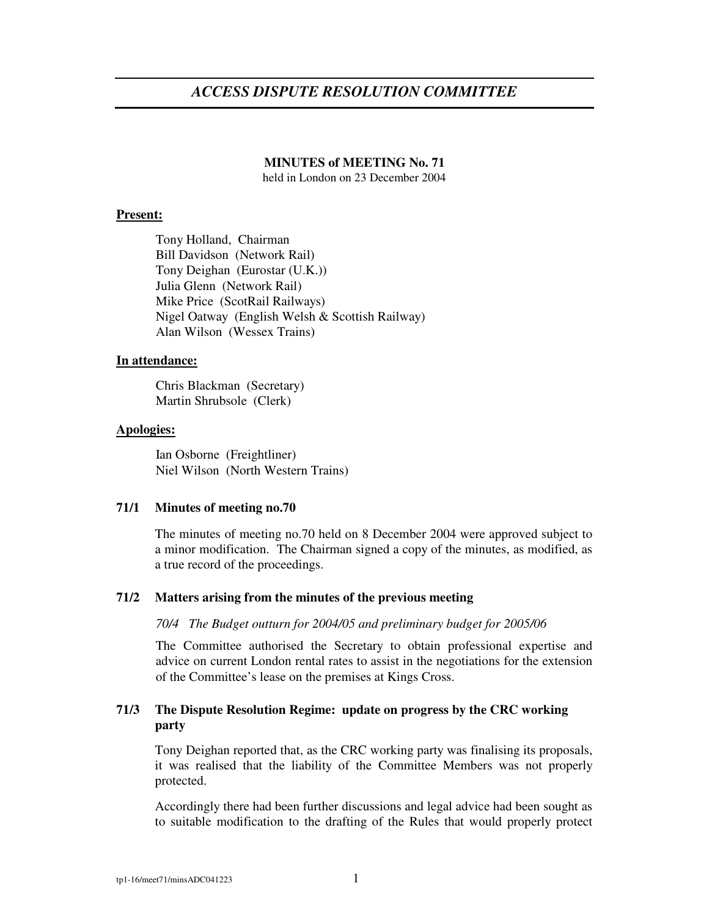# *ACCESS DISPUTE RESOLUTION COMMITTEE*

**MINUTES of MEETING No. 71**

held in London on 23 December 2004

**Present:**

Tony Holland, Chairman
Bill Davidson (Network Rail)
Tony Deighan (Eurostar (U.K.))
Julia Glenn (Network Rail)
Mike Price (ScotRail Railways)
Nigel Oatway (English Welsh & Scottish Railway)
Alan Wilson (Wessex Trains)

**In attendance:**

Chris Blackman (Secretary)
Martin Shrubsole (Clerk)

**Apologies:**

Ian Osborne (Freightliner)
Niel Wilson (North Western Trains)

**71/1 Minutes of meeting no.70**

The minutes of meeting no.70 held on 8 December 2004 were approved subject to a minor modification. The Chairman signed a copy of the minutes, as modified, as a true record of the proceedings.

**71/2 Matters arising from the minutes of the previous meeting**

*70/4 The Budget outturn for 2004/05 and preliminary budget for 2005/06*

The Committee authorised the Secretary to obtain professional expertise and advice on current London rental rates to assist in the negotiations for the extension of the Committee's lease on the premises at Kings Cross.

**71/3 The Dispute Resolution Regime: update on progress by the CRC working party**

Tony Deighan reported that, as the CRC working party was finalising its proposals, it was realised that the liability of the Committee Members was not properly protected.

Accordingly there had been further discussions and legal advice had been sought as to suitable modification to the drafting of the Rules that would properly protect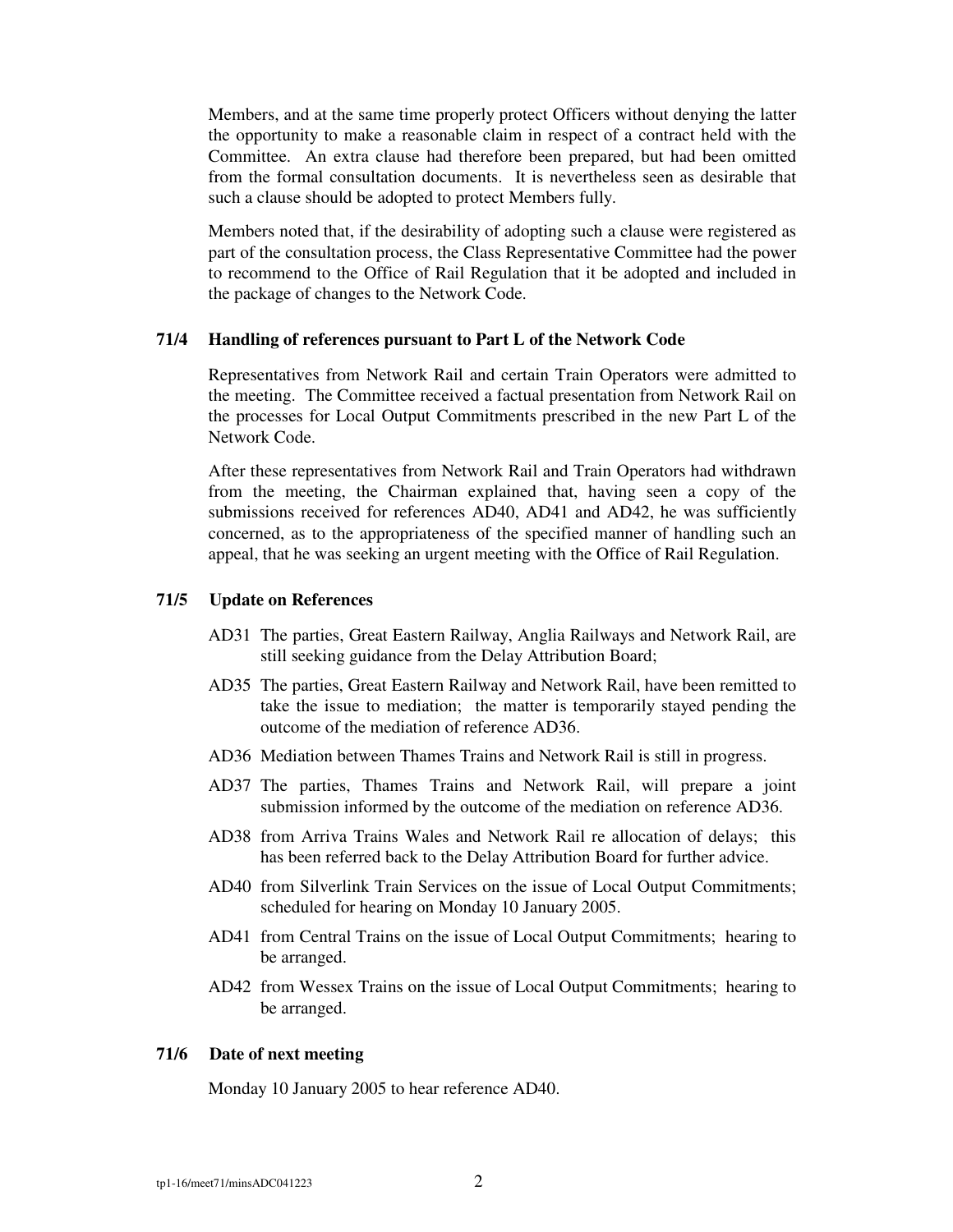Members, and at the same time properly protect Officers without denying the latter the opportunity to make a reasonable claim in respect of a contract held with the Committee. An extra clause had therefore been prepared, but had been omitted from the formal consultation documents. It is nevertheless seen as desirable that such a clause should be adopted to protect Members fully.

Members noted that, if the desirability of adopting such a clause were registered as part of the consultation process, the Class Representative Committee had the power to recommend to the Office of Rail Regulation that it be adopted and included in the package of changes to the Network Code.

**71/4 Handling of references pursuant to Part L of the Network Code**

Representatives from Network Rail and certain Train Operators were admitted to the meeting. The Committee received a factual presentation from Network Rail on the processes for Local Output Commitments prescribed in the new Part L of the Network Code.

After these representatives from Network Rail and Train Operators had withdrawn from the meeting, the Chairman explained that, having seen a copy of the submissions received for references AD40, AD41 and AD42, he was sufficiently concerned, as to the appropriateness of the specified manner of handling such an appeal, that he was seeking an urgent meeting with the Office of Rail Regulation.

**71/5 Update on References**

AD31 The parties, Great Eastern Railway, Anglia Railways and Network Rail, are still seeking guidance from the Delay Attribution Board;

AD35 The parties, Great Eastern Railway and Network Rail, have been remitted to take the issue to mediation; the matter is temporarily stayed pending the outcome of the mediation of reference AD36.

AD36 Mediation between Thames Trains and Network Rail is still in progress.

AD37 The parties, Thames Trains and Network Rail, will prepare a joint submission informed by the outcome of the mediation on reference AD36.

AD38 from Arriva Trains Wales and Network Rail re allocation of delays; this has been referred back to the Delay Attribution Board for further advice.

AD40 from Silverlink Train Services on the issue of Local Output Commitments; scheduled for hearing on Monday 10 January 2005.

AD41 from Central Trains on the issue of Local Output Commitments; hearing to be arranged.

AD42 from Wessex Trains on the issue of Local Output Commitments; hearing to be arranged.

**71/6 Date of next meeting**

Monday 10 January 2005 to hear reference AD40.

tp1-16/meet71/minsADC041223